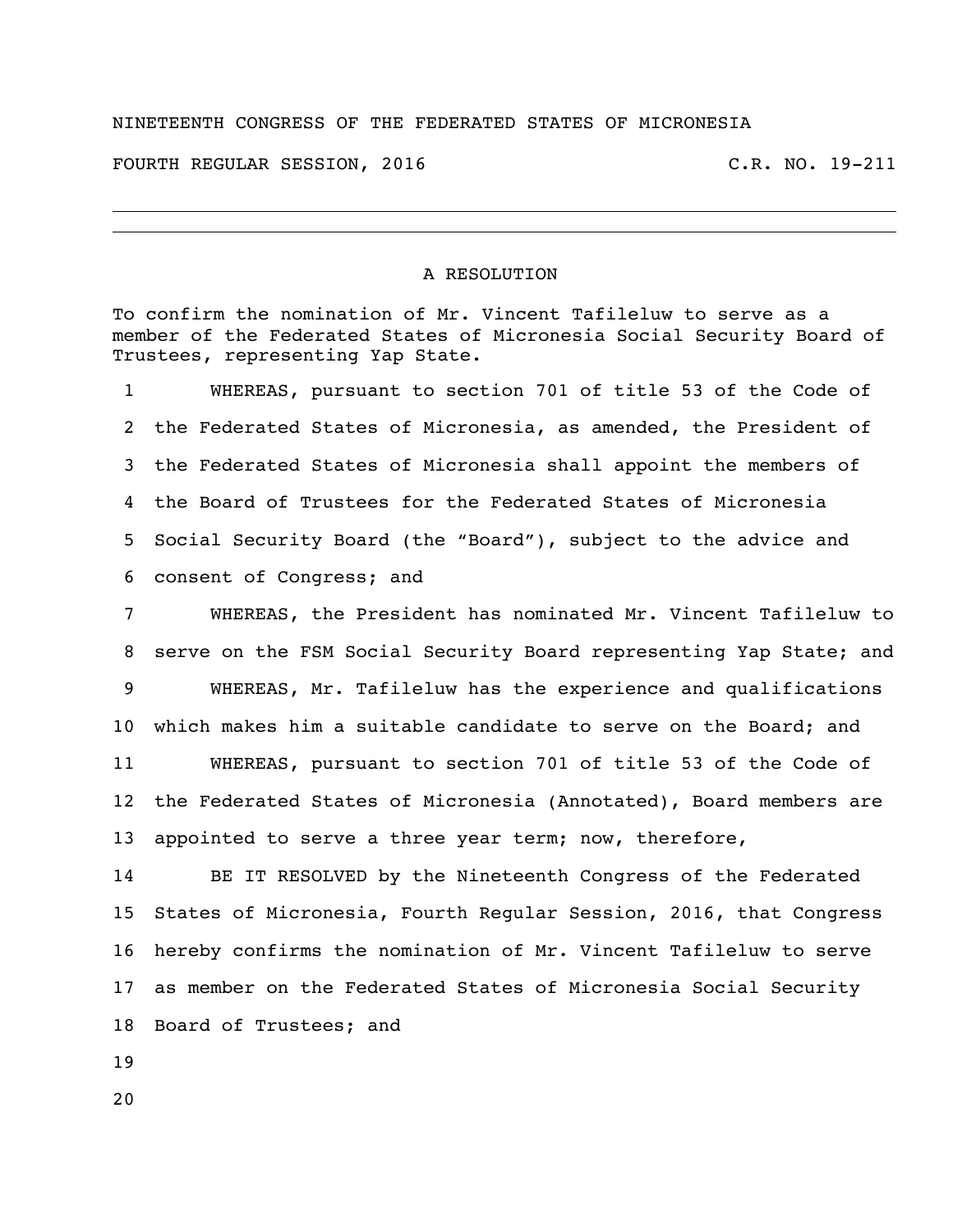NINETEENTH CONGRESS OF THE FEDERATED STATES OF MICRONESIA

FOURTH REGULAR SESSION, 2016 C.R. NO. 19-211

# A RESOLUTION

To confirm the nomination of Mr. Vincent Tafileluw to serve as a member of the Federated States of Micronesia Social Security Board of Trustees, representing Yap State.

1 WHEREAS, pursuant to section 701 of title 53 of the Code of
2 the Federated States of Micronesia, as amended, the President of
3 the Federated States of Micronesia shall appoint the members of
4 the Board of Trustees for the Federated States of Micronesia
5 Social Security Board (the "Board"), subject to the advice and
6 consent of Congress; and

7 WHEREAS, the President has nominated Mr. Vincent Tafileluw to
8 serve on the FSM Social Security Board representing Yap State; and

9 WHEREAS, Mr. Tafileluw has the experience and qualifications
10 which makes him a suitable candidate to serve on the Board; and

11 WHEREAS, pursuant to section 701 of title 53 of the Code of
12 the Federated States of Micronesia (Annotated), Board members are
13 appointed to serve a three year term; now, therefore,

14 BE IT RESOLVED by the Nineteenth Congress of the Federated
15 States of Micronesia, Fourth Regular Session, 2016, that Congress
16 hereby confirms the nomination of Mr. Vincent Tafileluw to serve
17 as member on the Federated States of Micronesia Social Security
18 Board of Trustees; and

19

20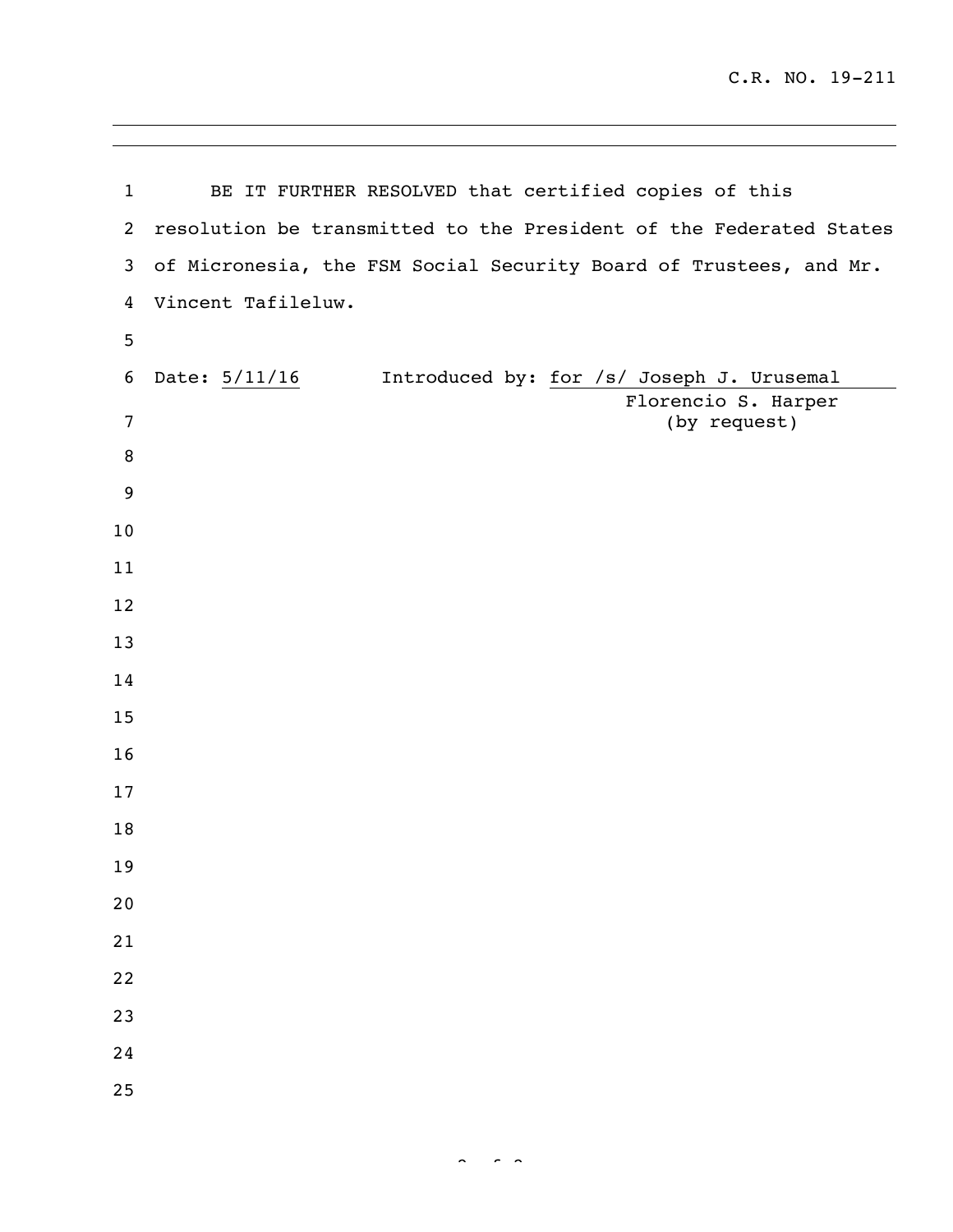BE IT FURTHER RESOLVED that certified copies of this resolution be transmitted to the President of the Federated States of Micronesia, the FSM Social Security Board of Trustees, and Mr. Vincent Tafileluw.

Date: 5/11/16 Introduced by: for /s/ Joseph J. Urusemal

Florencio S. Harper
(by request)